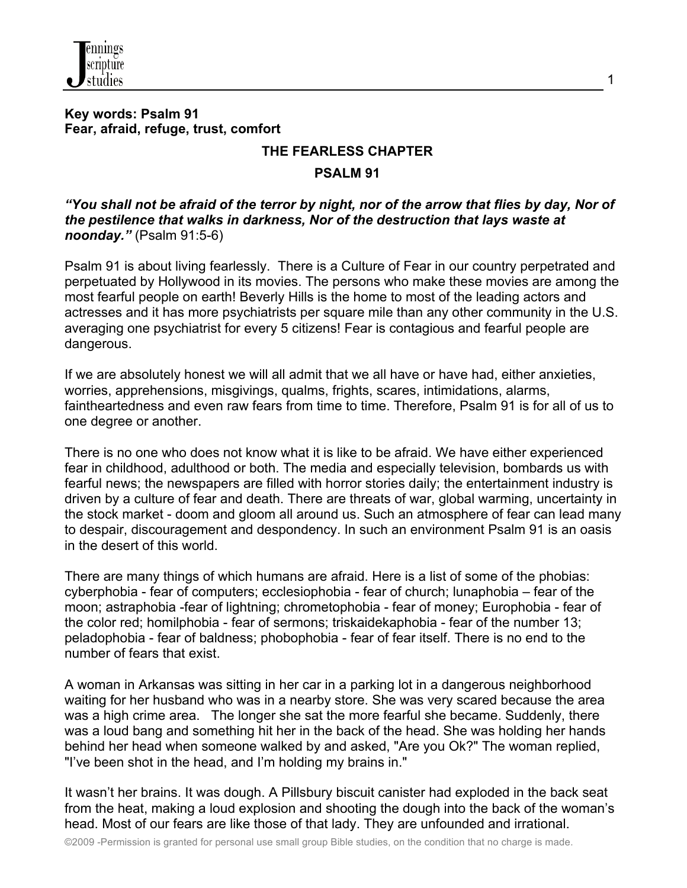**Key words: Psalm 91**
**Fear, afraid, refuge, trust, comfort**

## THE FEARLESS CHAPTER

## PSALM 91

***"You shall not be afraid of the terror by night, nor of the arrow that flies by day, Nor of the pestilence that walks in darkness, Nor of the destruction that lays waste at noonday."*** (Psalm 91:5-6)

Psalm 91 is about living fearlessly. There is a Culture of Fear in our country perpetrated and perpetuated by Hollywood in its movies. The persons who make these movies are among the most fearful people on earth! Beverly Hills is the home to most of the leading actors and actresses and it has more psychiatrists per square mile than any other community in the U.S. averaging one psychiatrist for every 5 citizens! Fear is contagious and fearful people are dangerous.

If we are absolutely honest we will all admit that we all have or have had, either anxieties, worries, apprehensions, misgivings, qualms, frights, scares, intimidations, alarms, faintheartedness and even raw fears from time to time. Therefore, Psalm 91 is for all of us to one degree or another.

There is no one who does not know what it is like to be afraid. We have either experienced fear in childhood, adulthood or both. The media and especially television, bombards us with fearful news; the newspapers are filled with horror stories daily; the entertainment industry is driven by a culture of fear and death. There are threats of war, global warming, uncertainty in the stock market - doom and gloom all around us. Such an atmosphere of fear can lead many to despair, discouragement and despondency. In such an environment Psalm 91 is an oasis in the desert of this world.

There are many things of which humans are afraid. Here is a list of some of the phobias: cyberphobia - fear of computers; ecclesiophobia - fear of church; lunaphobia – fear of the moon; astraphobia -fear of lightning; chrometophobia - fear of money; Europhobia - fear of the color red; homilphobia - fear of sermons; triskaidekaphobia - fear of the number 13; peladophobia - fear of baldness; phobophobia - fear of fear itself. There is no end to the number of fears that exist.

A woman in Arkansas was sitting in her car in a parking lot in a dangerous neighborhood waiting for her husband who was in a nearby store. She was very scared because the area was a high crime area. The longer she sat the more fearful she became. Suddenly, there was a loud bang and something hit her in the back of the head. She was holding her hands behind her head when someone walked by and asked, "Are you Ok?" The woman replied, "I've been shot in the head, and I'm holding my brains in."

It wasn't her brains. It was dough. A Pillsbury biscuit canister had exploded in the back seat from the heat, making a loud explosion and shooting the dough into the back of the woman's head. Most of our fears are like those of that lady. They are unfounded and irrational.

©2009 -Permission is granted for personal use small group Bible studies, on the condition that no charge is made.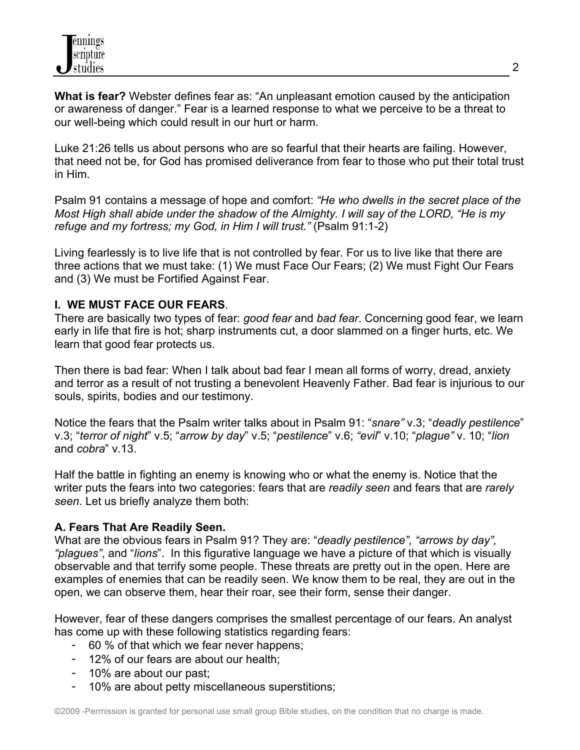**What is fear?** Webster defines fear as: "An unpleasant emotion caused by the anticipation or awareness of danger." Fear is a learned response to what we perceive to be a threat to our well-being which could result in our hurt or harm.

Luke 21:26 tells us about persons who are so fearful that their hearts are failing. However, that need not be, for God has promised deliverance from fear to those who put their total trust in Him.

Psalm 91 contains a message of hope and comfort: *"He who dwells in the secret place of the Most High shall abide under the shadow of the Almighty. I will say of the LORD, "He is my refuge and my fortress; my God, in Him I will trust."* (Psalm 91:1-2)

Living fearlessly is to live life that is not controlled by fear. For us to live like that there are three actions that we must take: (1) We must Face Our Fears; (2) We must Fight Our Fears and (3) We must be Fortified Against Fear.

## I. WE MUST FACE OUR FEARS.

There are basically two types of fear: *good fear* and *bad fear*. Concerning good fear, we learn early in life that fire is hot; sharp instruments cut, a door slammed on a finger hurts, etc. We learn that good fear protects us.

Then there is bad fear: When I talk about bad fear I mean all forms of worry, dread, anxiety and terror as a result of not trusting a benevolent Heavenly Father. Bad fear is injurious to our souls, spirits, bodies and our testimony.

Notice the fears that the Psalm writer talks about in Psalm 91: "*snare"* v.3; "*deadly pestilence*" v.3; "*terror of night*" v.5; "*arrow by day*" v.5; "*pestilence*" v.6; *"evil*" v.10; "*plague"* v. 10; "*lion* and *cobra*" v.13.

Half the battle in fighting an enemy is knowing who or what the enemy is. Notice that the writer puts the fears into two categories: fears that are *readily seen* and fears that are *rarely seen*. Let us briefly analyze them both:

### A. Fears That Are Readily Seen.

What are the obvious fears in Psalm 91? They are: "*deadly pestilence", "arrows by day", "plagues"*, and "*lions*". In this figurative language we have a picture of that which is visually observable and that terrify some people. These threats are pretty out in the open. Here are examples of enemies that can be readily seen. We know them to be real, they are out in the open, we can observe them, hear their roar, see their form, sense their danger.

However, fear of these dangers comprises the smallest percentage of our fears. An analyst has come up with these following statistics regarding fears:

- 60 % of that which we fear never happens;
- 12% of our fears are about our health;
- 10% are about our past;
- 10% are about petty miscellaneous superstitions;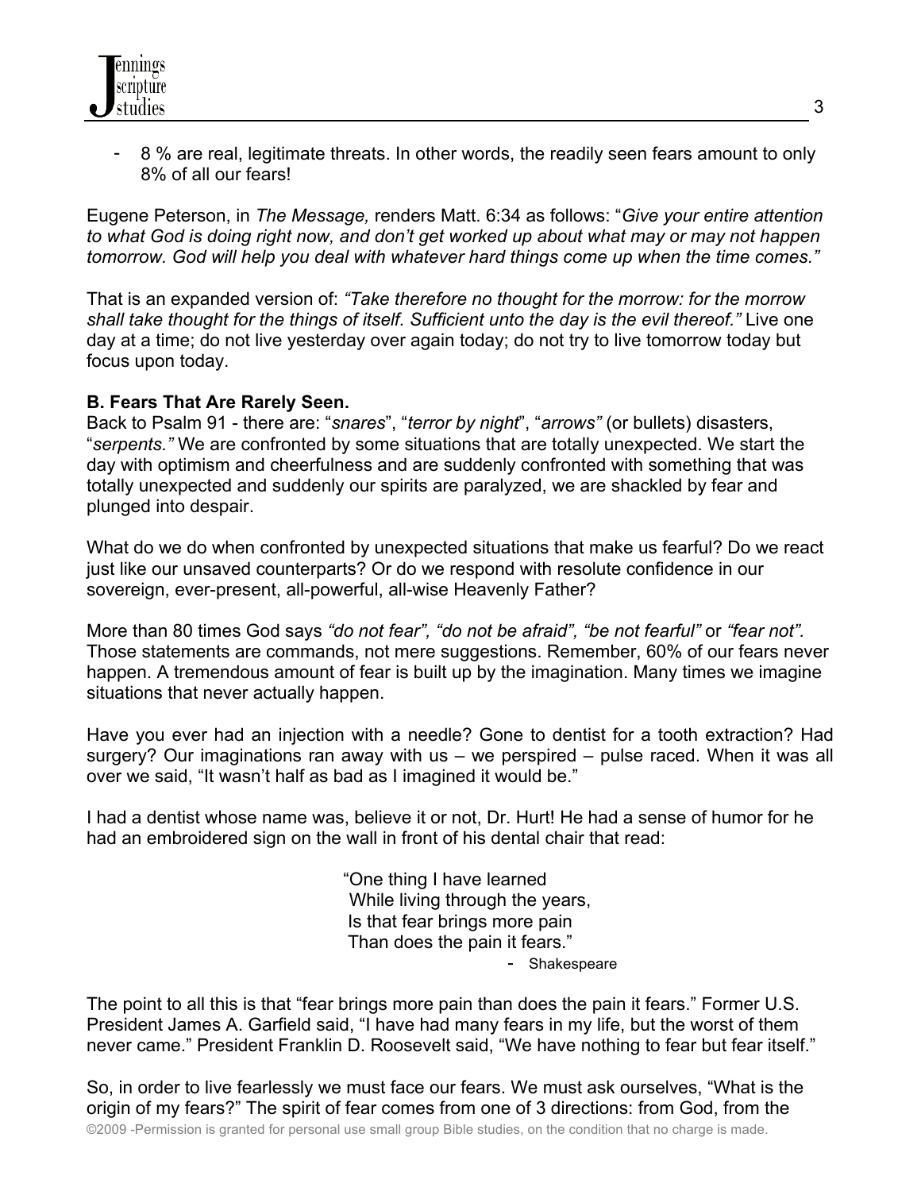- 8 % are real, legitimate threats. In other words, the readily seen fears amount to only 8% of all our fears!

Eugene Peterson, in *The Message,* renders Matt. 6:34 as follows: "*Give your entire attention to what God is doing right now, and don't get worked up about what may or may not happen tomorrow. God will help you deal with whatever hard things come up when the time comes."*

That is an expanded version of: *"Take therefore no thought for the morrow: for the morrow shall take thought for the things of itself. Sufficient unto the day is the evil thereof."* Live one day at a time; do not live yesterday over again today; do not try to live tomorrow today but focus upon today.

**B. Fears That Are Rarely Seen.**

Back to Psalm 91 - there are: "*snares*", "*terror by night*", "*arrows"* (or bullets) disasters, "*serpents."* We are confronted by some situations that are totally unexpected. We start the day with optimism and cheerfulness and are suddenly confronted with something that was totally unexpected and suddenly our spirits are paralyzed, we are shackled by fear and plunged into despair.

What do we do when confronted by unexpected situations that make us fearful? Do we react just like our unsaved counterparts? Or do we respond with resolute confidence in our sovereign, ever-present, all-powerful, all-wise Heavenly Father?

More than 80 times God says *"do not fear", "do not be afraid", "be not fearful"* or *"fear not".* Those statements are commands, not mere suggestions. Remember, 60% of our fears never happen. A tremendous amount of fear is built up by the imagination. Many times we imagine situations that never actually happen.

Have you ever had an injection with a needle? Gone to dentist for a tooth extraction? Had surgery? Our imaginations ran away with us – we perspired – pulse raced. When it was all over we said, "It wasn't half as bad as I imagined it would be."

I had a dentist whose name was, believe it or not, Dr. Hurt! He had a sense of humor for he had an embroidered sign on the wall in front of his dental chair that read:

> "One thing I have learned
> While living through the years,
> Is that fear brings more pain
> Than does the pain it fears."
>
> - Shakespeare

The point to all this is that "fear brings more pain than does the pain it fears." Former U.S. President James A. Garfield said, "I have had many fears in my life, but the worst of them never came." President Franklin D. Roosevelt said, "We have nothing to fear but fear itself."

So, in order to live fearlessly we must face our fears. We must ask ourselves, "What is the origin of my fears?" The spirit of fear comes from one of 3 directions: from God, from the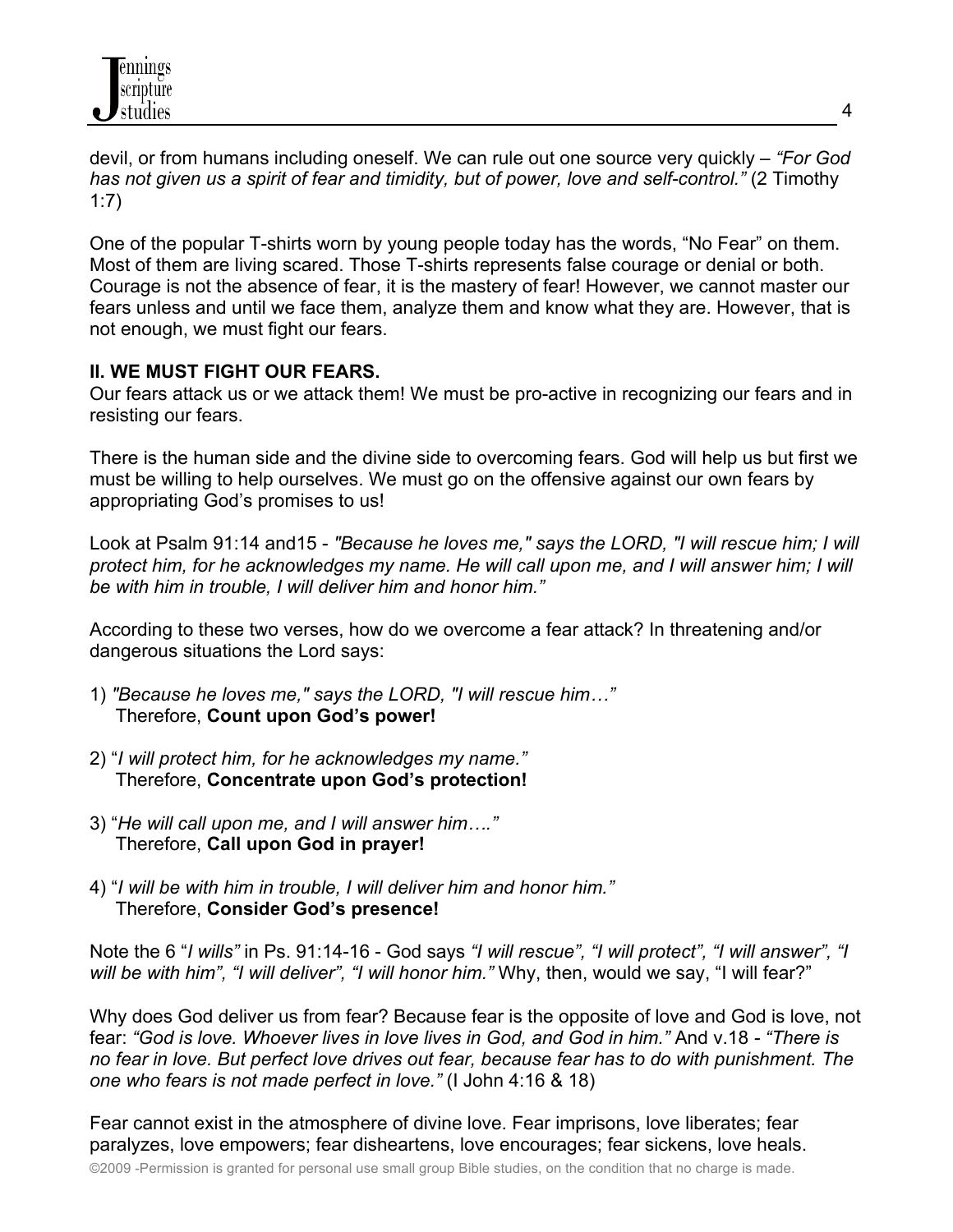devil, or from humans including oneself. We can rule out one source very quickly – *"For God has not given us a spirit of fear and timidity, but of power, love and self-control."* (2 Timothy 1:7)

One of the popular T-shirts worn by young people today has the words, "No Fear" on them. Most of them are living scared. Those T-shirts represents false courage or denial or both. Courage is not the absence of fear, it is the mastery of fear! However, we cannot master our fears unless and until we face them, analyze them and know what they are. However, that is not enough, we must fight our fears.

**II. WE MUST FIGHT OUR FEARS.**

Our fears attack us or we attack them! We must be pro-active in recognizing our fears and in resisting our fears.

There is the human side and the divine side to overcoming fears. God will help us but first we must be willing to help ourselves. We must go on the offensive against our own fears by appropriating God's promises to us!

Look at Psalm 91:14 and15 - *"Because he loves me," says the LORD, "I will rescue him; I will protect him, for he acknowledges my name. He will call upon me, and I will answer him; I will be with him in trouble, I will deliver him and honor him."*

According to these two verses, how do we overcome a fear attack? In threatening and/or dangerous situations the Lord says:

1) *"Because he loves me," says the LORD, "I will rescue him…"*
   Therefore, **Count upon God's power!**

2) "*I will protect him, for he acknowledges my name."*
   Therefore, **Concentrate upon God's protection!**

3) "*He will call upon me, and I will answer him…."*
   Therefore, **Call upon God in prayer!**

4) "*I will be with him in trouble, I will deliver him and honor him."*
   Therefore, **Consider God's presence!**

Note the 6 "*I wills"* in Ps. 91:14-16 - God says *"I will rescue", "I will protect", "I will answer", "I will be with him", "I will deliver", "I will honor him."* Why, then, would we say, "I will fear?"

Why does God deliver us from fear? Because fear is the opposite of love and God is love, not fear: *"God is love. Whoever lives in love lives in God, and God in him."* And v.18 - *"There is no fear in love. But perfect love drives out fear, because fear has to do with punishment. The one who fears is not made perfect in love."* (I John 4:16 & 18)

Fear cannot exist in the atmosphere of divine love. Fear imprisons, love liberates; fear paralyzes, love empowers; fear disheartens, love encourages; fear sickens, love heals.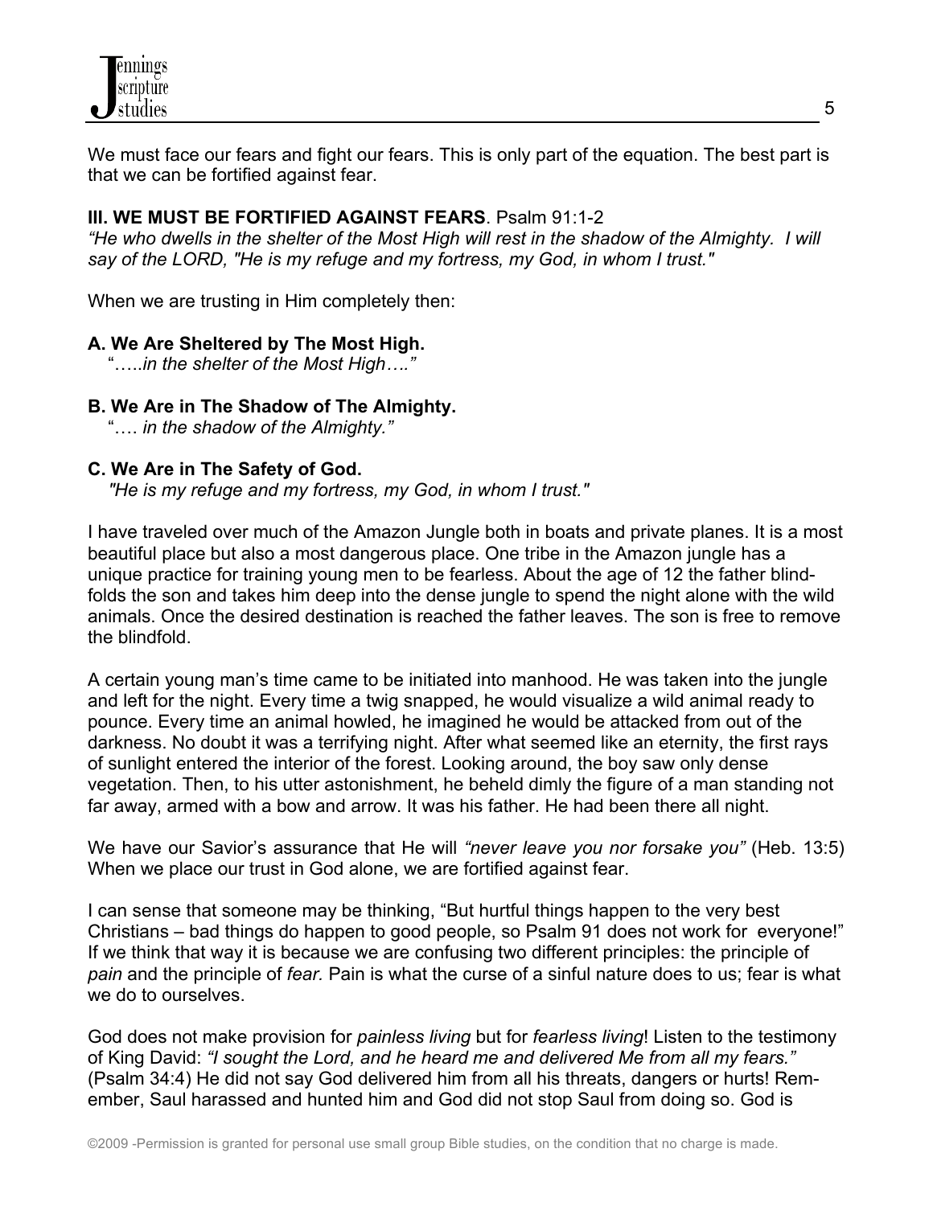We must face our fears and fight our fears. This is only part of the equation. The best part is that we can be fortified against fear.

### III. WE MUST BE FORTIFIED AGAINST FEARS. Psalm 91:1-2

*"He who dwells in the shelter of the Most High will rest in the shadow of the Almighty. I will say of the LORD, "He is my refuge and my fortress, my God, in whom I trust."*

When we are trusting in Him completely then:

**A. We Are Sheltered by The Most High.**

"…..*in the shelter of the Most High…."*

**B. We Are in The Shadow of The Almighty.**

"…. *in the shadow of the Almighty."*

**C. We Are in The Safety of God.**

*"He is my refuge and my fortress, my God, in whom I trust."*

I have traveled over much of the Amazon Jungle both in boats and private planes. It is a most beautiful place but also a most dangerous place. One tribe in the Amazon jungle has a unique practice for training young men to be fearless. About the age of 12 the father blind-folds the son and takes him deep into the dense jungle to spend the night alone with the wild animals. Once the desired destination is reached the father leaves. The son is free to remove the blindfold.

A certain young man's time came to be initiated into manhood. He was taken into the jungle and left for the night. Every time a twig snapped, he would visualize a wild animal ready to pounce. Every time an animal howled, he imagined he would be attacked from out of the darkness. No doubt it was a terrifying night. After what seemed like an eternity, the first rays of sunlight entered the interior of the forest. Looking around, the boy saw only dense vegetation. Then, to his utter astonishment, he beheld dimly the figure of a man standing not far away, armed with a bow and arrow. It was his father. He had been there all night.

We have our Savior's assurance that He will *"never leave you nor forsake you"* (Heb. 13:5) When we place our trust in God alone, we are fortified against fear.

I can sense that someone may be thinking, "But hurtful things happen to the very best Christians – bad things do happen to good people, so Psalm 91 does not work for everyone!" If we think that way it is because we are confusing two different principles: the principle of *pain* and the principle of *fear.* Pain is what the curse of a sinful nature does to us; fear is what we do to ourselves.

God does not make provision for *painless living* but for *fearless living*! Listen to the testimony of King David: *"I sought the Lord, and he heard me and delivered Me from all my fears."* (Psalm 34:4) He did not say God delivered him from all his threats, dangers or hurts! Remember, Saul harassed and hunted him and God did not stop Saul from doing so. God is

©2009 -Permission is granted for personal use small group Bible studies, on the condition that no charge is made.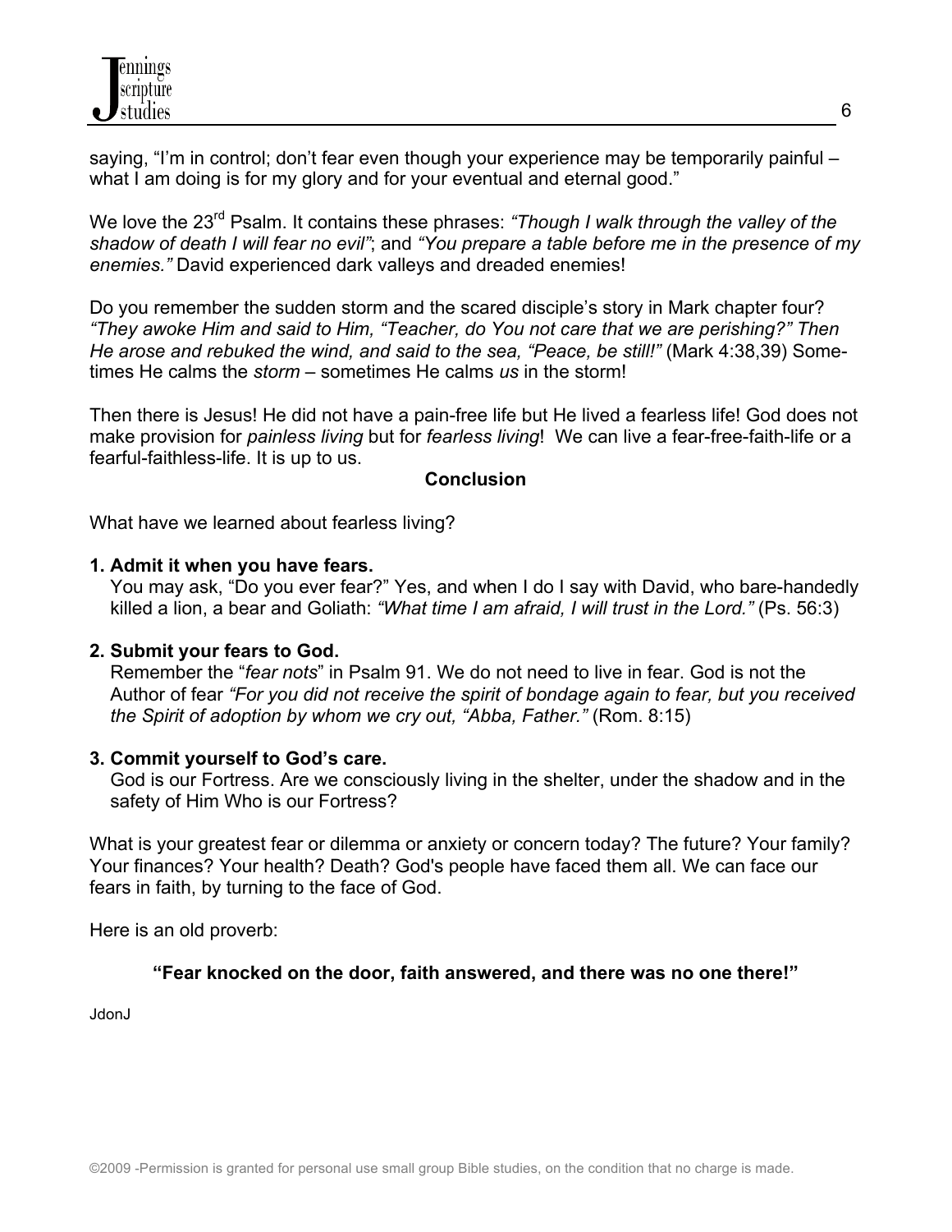saying, "I'm in control; don't fear even though your experience may be temporarily painful – what I am doing is for my glory and for your eventual and eternal good."

We love the 23rd Psalm. It contains these phrases: *"Though I walk through the valley of the shadow of death I will fear no evil"*; and *"You prepare a table before me in the presence of my enemies."* David experienced dark valleys and dreaded enemies!

Do you remember the sudden storm and the scared disciple's story in Mark chapter four? *"They awoke Him and said to Him, "Teacher, do You not care that we are perishing?" Then He arose and rebuked the wind, and said to the sea, "Peace, be still!"* (Mark 4:38,39) Sometimes He calms the *storm* – sometimes He calms *us* in the storm!

Then there is Jesus! He did not have a pain-free life but He lived a fearless life! God does not make provision for *painless living* but for *fearless living*! We can live a fear-free-faith-life or a fearful-faithless-life. It is up to us.

## Conclusion

What have we learned about fearless living?

**1. Admit it when you have fears.**
You may ask, "Do you ever fear?" Yes, and when I do I say with David, who bare-handedly killed a lion, a bear and Goliath: *"What time I am afraid, I will trust in the Lord."* (Ps. 56:3)

**2. Submit your fears to God.**
Remember the "*fear nots*" in Psalm 91. We do not need to live in fear. God is not the Author of fear *"For you did not receive the spirit of bondage again to fear, but you received the Spirit of adoption by whom we cry out, "Abba, Father."* (Rom. 8:15)

**3. Commit yourself to God's care.**
God is our Fortress. Are we consciously living in the shelter, under the shadow and in the safety of Him Who is our Fortress?

What is your greatest fear or dilemma or anxiety or concern today? The future? Your family? Your finances? Your health? Death? God's people have faced them all. We can face our fears in faith, by turning to the face of God.

Here is an old proverb:

**"Fear knocked on the door, faith answered, and there was no one there!"**

JdonJ

©2009 -Permission is granted for personal use small group Bible studies, on the condition that no charge is made.